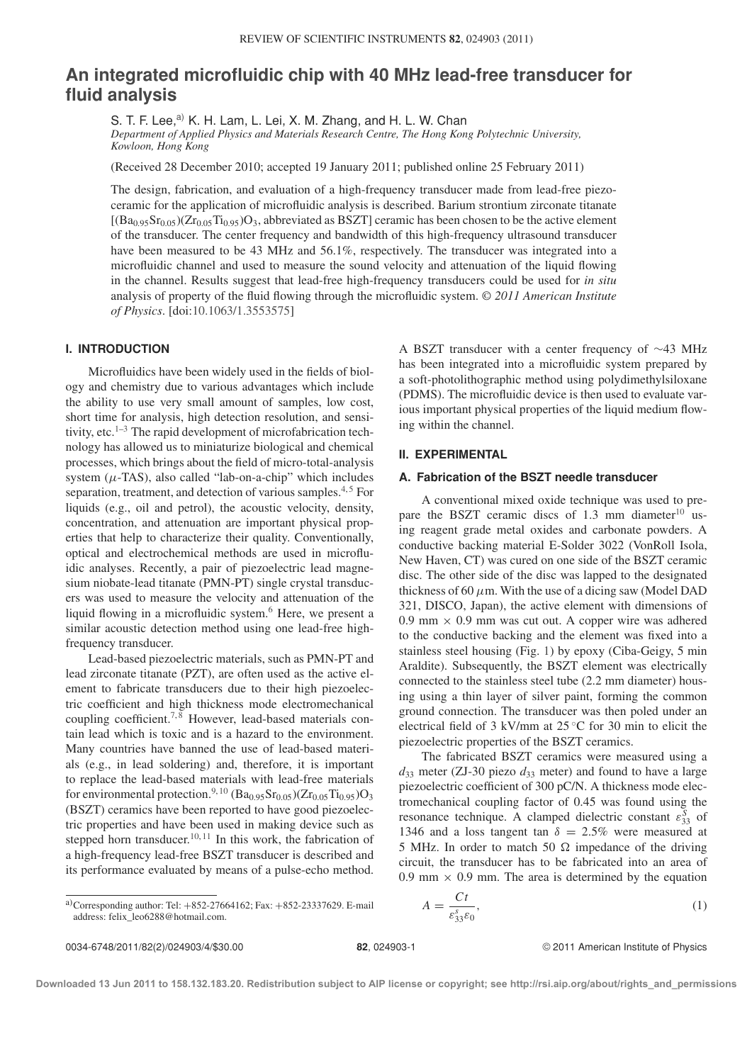# An integrated microfluidic chip with 40 MHz lead-free transducer for fluid analysis

S. T. F. Lee,[a)] K. H. Lam, L. Lei, X. M. Zhang, and H. L. W. Chan

*Department of Applied Physics and Materials Research Centre, The Hong Kong Polytechnic University, Kowloon, Hong Kong*

(Received 28 December 2010; accepted 19 January 2011; published online 25 February 2011)

The design, fabrication, and evaluation of a high-frequency transducer made from lead-free piezoceramic for the application of microfluidic analysis is described. Barium strontium zirconate titanate [$(Ba_{0.95}Sr_{0.05})(Zr_{0.05}Ti_{0.95})O_3$, abbreviated as BSZT] ceramic has been chosen to be the active element of the transducer. The center frequency and bandwidth of this high-frequency ultrasound transducer have been measured to be 43 MHz and 56.1%, respectively. The transducer was integrated into a microfluidic channel and used to measure the sound velocity and attenuation of the liquid flowing in the channel. Results suggest that lead-free high-frequency transducers could be used for *in situ* analysis of property of the fluid flowing through the microfluidic system. © *2011 American Institute of Physics*. [doi:10.1063/1.3553575]

## I. INTRODUCTION

Microfluidics have been widely used in the fields of biology and chemistry due to various advantages which include the ability to use very small amount of samples, low cost, short time for analysis, high detection resolution, and sensitivity, etc.[1–3] The rapid development of microfabrication technology has allowed us to miniaturize biological and chemical processes, which brings about the field of micro-total-analysis system ($\mu$-TAS), also called "lab-on-a-chip" which includes separation, treatment, and detection of various samples.[4,5] For liquids (e.g., oil and petrol), the acoustic velocity, density, concentration, and attenuation are important physical properties that help to characterize their quality. Conventionally, optical and electrochemical methods are used in microfluidic analyses. Recently, a pair of piezoelectric lead magnesium niobate-lead titanate (PMN-PT) single crystal transducers was used to measure the velocity and attenuation of the liquid flowing in a microfluidic system.[6] Here, we present a similar acoustic detection method using one lead-free high-frequency transducer.

Lead-based piezoelectric materials, such as PMN-PT and lead zirconate titanate (PZT), are often used as the active element to fabricate transducers due to their high piezoelectric coefficient and high thickness mode electromechanical coupling coefficient.[7,8] However, lead-based materials contain lead which is toxic and is a hazard to the environment. Many countries have banned the use of lead-based materials (e.g., in lead soldering) and, therefore, it is important to replace the lead-based materials with lead-free materials for environmental protection.[9,10] $(Ba_{0.95}Sr_{0.05})(Zr_{0.05}Ti_{0.95})O_3$ (BSZT) ceramics have been reported to have good piezoelectric properties and have been used in making device such as stepped horn transducer.[10,11] In this work, the fabrication of a high-frequency lead-free BSZT transducer is described and its performance evaluated by means of a pulse-echo method. A BSZT transducer with a center frequency of ~43 MHz has been integrated into a microfluidic system prepared by a soft-photolithographic method using polydimethylsiloxane (PDMS). The microfluidic device is then used to evaluate various important physical properties of the liquid medium flowing within the channel.

## II. EXPERIMENTAL

### A. Fabrication of the BSZT needle transducer

A conventional mixed oxide technique was used to prepare the BSZT ceramic discs of 1.3 mm diameter[10] using reagent grade metal oxides and carbonate powders. A conductive backing material E-Solder 3022 (VonRoll Isola, New Haven, CT) was cured on one side of the BSZT ceramic disc. The other side of the disc was lapped to the designated thickness of 60 $\mu$m. With the use of a dicing saw (Model DAD 321, DISCO, Japan), the active element with dimensions of 0.9 mm × 0.9 mm was cut out. A copper wire was adhered to the conductive backing and the element was fixed into a stainless steel housing (Fig. 1) by epoxy (Ciba-Geigy, 5 min Araldite). Subsequently, the BSZT element was electrically connected to the stainless steel tube (2.2 mm diameter) housing using a thin layer of silver paint, forming the common ground connection. The transducer was then poled under an electrical field of 3 kV/mm at 25 °C for 30 min to elicit the piezoelectric properties of the BSZT ceramics.

The fabricated BSZT ceramics were measured using a $d_{33}$ meter (ZJ-30 piezo $d_{33}$ meter) and found to have a large piezoelectric coefficient of 300 pC/N. A thickness mode electromechanical coupling factor of 0.45 was found using the resonance technique. A clamped dielectric constant $\varepsilon_{33}^{S}$ of 1346 and a loss tangent $\tan\delta = 2.5\%$ were measured at 5 MHz. In order to match 50 Ω impedance of the driving circuit, the transducer has to be fabricated into an area of 0.9 mm × 0.9 mm. The area is determined by the equation

$$A = \frac{Ct}{\varepsilon_{33}^{s}\varepsilon_0}, \tag{1}$$

[a)] Corresponding author: Tel: +852-27664162; Fax: +852-23337629. E-mail address: felix_leo6288@hotmail.com.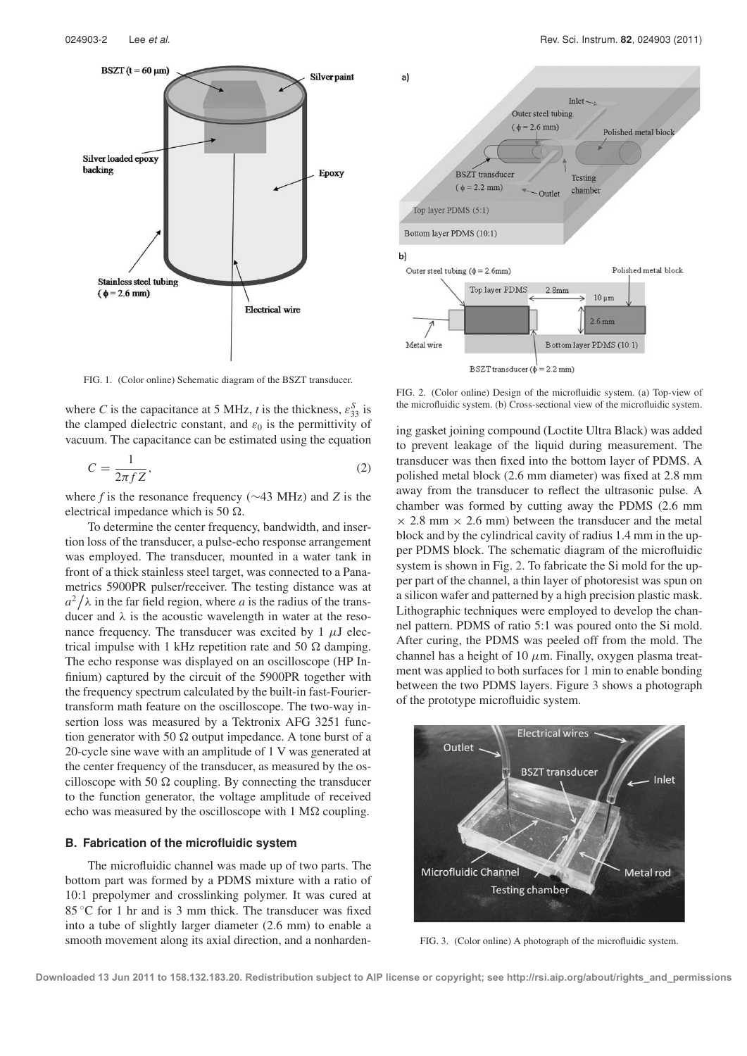FIG. 1. (Color online) Schematic diagram of the BSZT transducer.

where $C$ is the capacitance at 5 MHz, $t$ is the thickness, $\varepsilon_{33}^{S}$ is the clamped dielectric constant, and $\varepsilon_0$ is the permittivity of vacuum. The capacitance can be estimated using the equation

$$C = \frac{1}{2\pi f Z}, \tag{2}$$

where $f$ is the resonance frequency (~43 MHz) and $Z$ is the electrical impedance which is 50 Ω.

To determine the center frequency, bandwidth, and insertion loss of the transducer, a pulse-echo response arrangement was employed. The transducer, mounted in a water tank in front of a thick stainless steel target, was connected to a Panametrics 5900PR pulser/receiver. The testing distance was at $a^2/\lambda$ in the far field region, where $a$ is the radius of the transducer and $\lambda$ is the acoustic wavelength in water at the resonance frequency. The transducer was excited by 1 $\mu$J electrical impulse with 1 kHz repetition rate and 50 Ω damping. The echo response was displayed on an oscilloscope (HP Infinium) captured by the circuit of the 5900PR together with the frequency spectrum calculated by the built-in fast-Fourier-transform math feature on the oscilloscope. The two-way insertion loss was measured by a Tektronix AFG 3251 function generator with 50 Ω output impedance. A tone burst of a 20-cycle sine wave with an amplitude of 1 V was generated at the center frequency of the transducer, as measured by the oscilloscope with 50 Ω coupling. By connecting the transducer to the function generator, the voltage amplitude of received echo was measured by the oscilloscope with 1 MΩ coupling.

### B. Fabrication of the microfluidic system

The microfluidic channel was made up of two parts. The bottom part was formed by a PDMS mixture with a ratio of 10:1 prepolymer and crosslinking polymer. It was cured at 85 °C for 1 hr and is 3 mm thick. The transducer was fixed into a tube of slightly larger diameter (2.6 mm) to enable a smooth movement along its axial direction, and a nonhardening gasket joining compound (Loctite Ultra Black) was added to prevent leakage of the liquid during measurement. The transducer was then fixed into the bottom layer of PDMS. A polished metal block (2.6 mm diameter) was fixed at 2.8 mm away from the transducer to reflect the ultrasonic pulse. A chamber was formed by cutting away the PDMS (2.6 mm × 2.8 mm × 2.6 mm) between the transducer and the metal block and by the cylindrical cavity of radius 1.4 mm in the upper PDMS block. The schematic diagram of the microfluidic system is shown in Fig. 2. To fabricate the Si mold for the upper part of the channel, a thin layer of photoresist was spun on a silicon wafer and patterned by a high precision plastic mask. Lithographic techniques were employed to develop the channel pattern. PDMS of ratio 5:1 was poured onto the Si mold. After curing, the PDMS was peeled off from the mold. The channel has a height of 10 $\mu$m. Finally, oxygen plasma treatment was applied to both surfaces for 1 min to enable bonding between the two PDMS layers. Figure 3 shows a photograph of the prototype microfluidic system.

FIG. 2. (Color online) Design of the microfluidic system. (a) Top-view of the microfluidic system. (b) Cross-sectional view of the microfluidic system.

FIG. 3. (Color online) A photograph of the microfluidic system.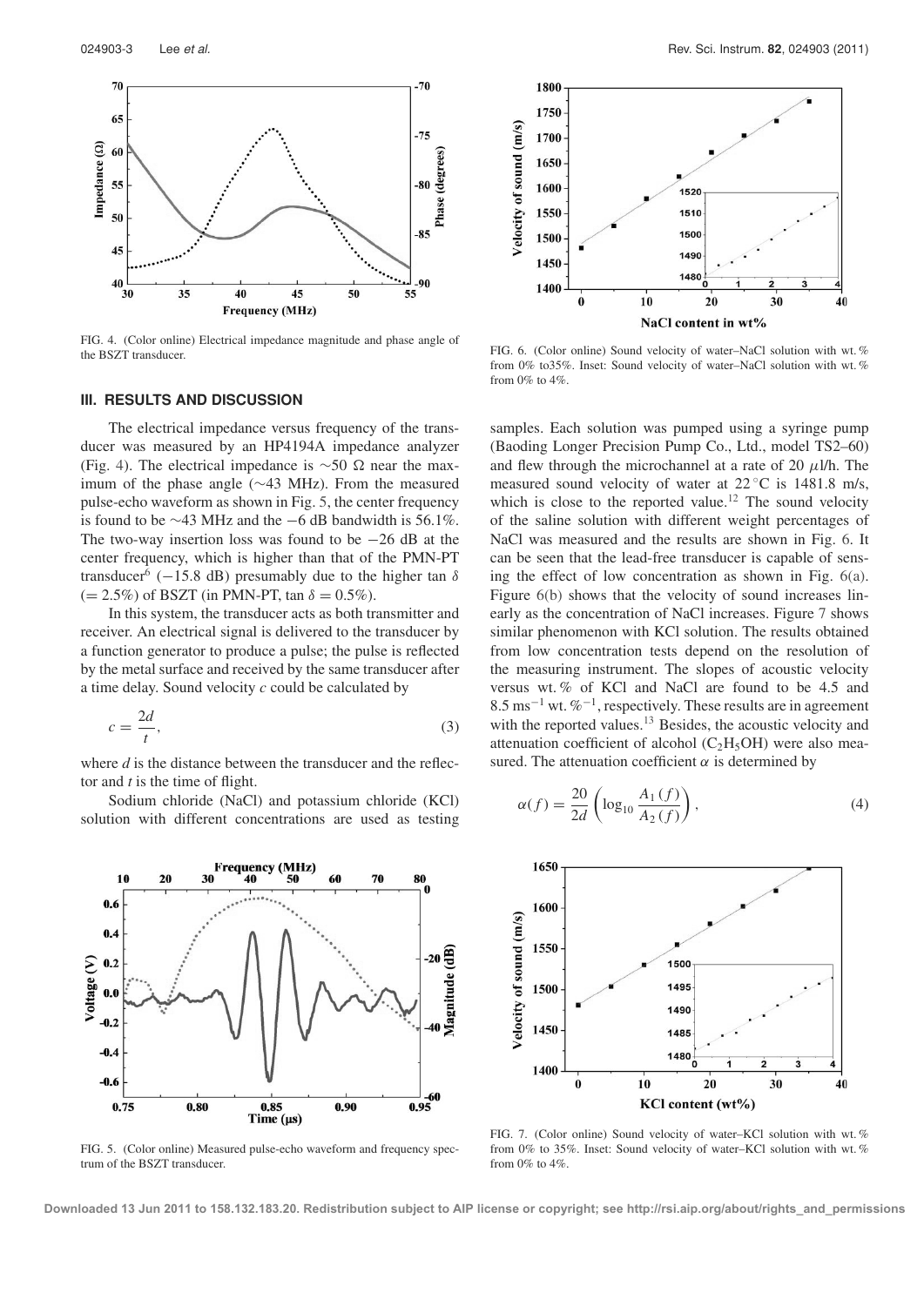FIG. 4. (Color online) Electrical impedance magnitude and phase angle of the BSZT transducer.

## III. RESULTS AND DISCUSSION

The electrical impedance versus frequency of the transducer was measured by an HP4194A impedance analyzer (Fig. 4). The electrical impedance is ~50 Ω near the maximum of the phase angle (~43 MHz). From the measured pulse-echo waveform as shown in Fig. 5, the center frequency is found to be ~43 MHz and the −6 dB bandwidth is 56.1%. The two-way insertion loss was found to be −26 dB at the center frequency, which is higher than that of the PMN-PT transducer[6] (−15.8 dB) presumably due to the higher tan $\delta$ (= 2.5%) of BSZT (in PMN-PT, tan $\delta$ = 0.5%).

In this system, the transducer acts as both transmitter and receiver. An electrical signal is delivered to the transducer by a function generator to produce a pulse; the pulse is reflected by the metal surface and received by the same transducer after a time delay. Sound velocity $c$ could be calculated by

$$c = \frac{2d}{t}, \tag{3}$$

where $d$ is the distance between the transducer and the reflector and $t$ is the time of flight.

Sodium chloride (NaCl) and potassium chloride (KCl) solution with different concentrations are used as testing samples. Each solution was pumped using a syringe pump (Baoding Longer Precision Pump Co., Ltd., model TS2–60) and flew through the microchannel at a rate of 20 $\mu$l/h. The measured sound velocity of water at 22 °C is 1481.8 m/s, which is close to the reported value.[12] The sound velocity of the saline solution with different weight percentages of NaCl was measured and the results are shown in Fig. 6. It can be seen that the lead-free transducer is capable of sensing the effect of low concentration as shown in Fig. 6(a). Figure 6(b) shows that the velocity of sound increases linearly as the concentration of NaCl increases. Figure 7 shows similar phenomenon with KCl solution. The results obtained from low concentration tests depend on the resolution of the measuring instrument. The slopes of acoustic velocity versus wt.% of KCl and NaCl are found to be 4.5 and 8.5 ms$^{-1}$ wt.%$^{-1}$, respectively. These results are in agreement with the reported values.[13] Besides, the acoustic velocity and attenuation coefficient of alcohol ($C_2H_5OH$) were also measured. The attenuation coefficient $\alpha$ is determined by

$$\alpha(f) = \frac{20}{2d}\left(\log_{10}\frac{A_1(f)}{A_2(f)}\right), \tag{4}$$

FIG. 5. (Color online) Measured pulse-echo waveform and frequency spectrum of the BSZT transducer.

FIG. 6. (Color online) Sound velocity of water–NaCl solution with wt.% from 0% to35%. Inset: Sound velocity of water–NaCl solution with wt.% from 0% to 4%.

FIG. 7. (Color online) Sound velocity of water–KCl solution with wt.% from 0% to 35%. Inset: Sound velocity of water–KCl solution with wt.% from 0% to 4%.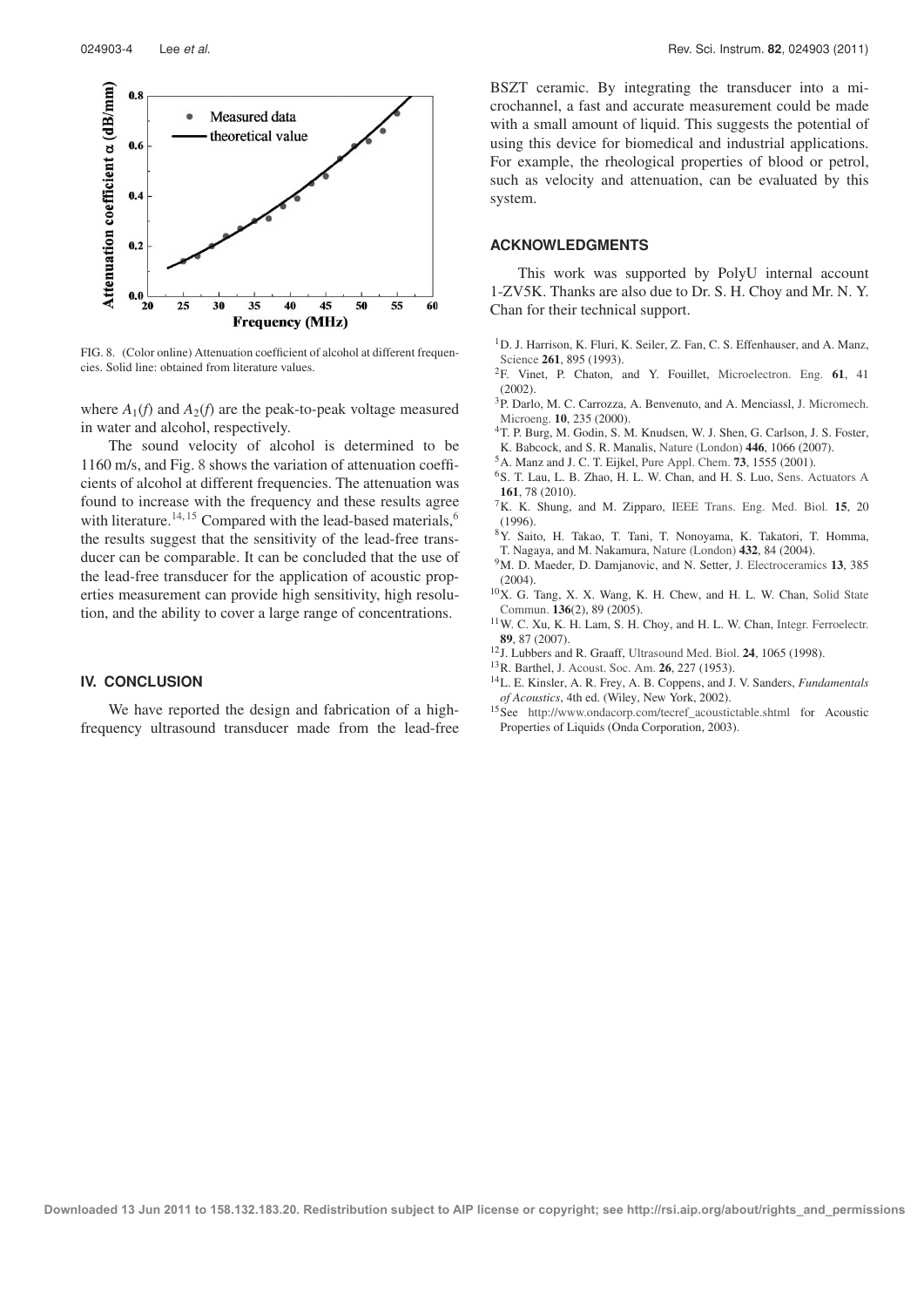Attenuation coefficient α (dB/mm)

0.8
0.6
0.4
0.2
0.0

20 25 30 35 40 45 50 55 60

Frequency (MHz)

Measured data
theoretical value

FIG. 8. (Color online) Attenuation coefficient of alcohol at different frequencies. Solid line: obtained from literature values.

where $A_1(f)$ and $A_2(f)$ are the peak-to-peak voltage measured in water and alcohol, respectively.

The sound velocity of alcohol is determined to be 1160 m/s, and Fig. 8 shows the variation of attenuation coefficients of alcohol at different frequencies. The attenuation was found to increase with the frequency and these results agree with literature.[14,15] Compared with the lead-based materials,[6] the results suggest that the sensitivity of the lead-free transducer can be comparable. It can be concluded that the use of the lead-free transducer for the application of acoustic properties measurement can provide high sensitivity, high resolution, and the ability to cover a large range of concentrations.

## IV. CONCLUSION

We have reported the design and fabrication of a high-frequency ultrasound transducer made from the lead-free BSZT ceramic. By integrating the transducer into a microchannel, a fast and accurate measurement could be made with a small amount of liquid. This suggests the potential of using this device for biomedical and industrial applications. For example, the rheological properties of blood or petrol, such as velocity and attenuation, can be evaluated by this system.

## ACKNOWLEDGMENTS

This work was supported by PolyU internal account 1-ZV5K. Thanks are also due to Dr. S. H. Choy and Mr. N. Y. Chan for their technical support.

[1] D. J. Harrison, K. Fluri, K. Seiler, Z. Fan, C. S. Effenhauser, and A. Manz, Science **261**, 895 (1993).

[2] F. Vinet, P. Chaton, and Y. Fouillet, Microelectron. Eng. **61**, 41 (2002).

[3] P. Darlo, M. C. Carrozza, A. Benvenuto, and A. Menciassl, J. Micromech. Microeng. **10**, 235 (2000).

[4] T. P. Burg, M. Godin, S. M. Knudsen, W. J. Shen, G. Carlson, J. S. Foster, K. Babcock, and S. R. Manalis, Nature (London) **446**, 1066 (2007).

[5] A. Manz and J. C. T. Eijkel, Pure Appl. Chem. **73**, 1555 (2001).

[6] S. T. Lau, L. B. Zhao, H. L. W. Chan, and H. S. Luo, Sens. Actuators A **161**, 78 (2010).

[7] K. K. Shung, and M. Zipparo, IEEE Trans. Eng. Med. Biol. **15**, 20 (1996).

[8] Y. Saito, H. Takao, T. Tani, T. Nonoyama, K. Takatori, T. Homma, T. Nagaya, and M. Nakamura, Nature (London) **432**, 84 (2004).

[9] M. D. Maeder, D. Damjanovic, and N. Setter, J. Electroceramics **13**, 385 (2004).

[10] X. G. Tang, X. X. Wang, K. H. Chew, and H. L. W. Chan, Solid State Commun. **136**(2), 89 (2005).

[11] W. C. Xu, K. H. Lam, S. H. Choy, and H. L. W. Chan, Integr. Ferroelectr. **89**, 87 (2007).

[12] J. Lubbers and R. Graaff, Ultrasound Med. Biol. **24**, 1065 (1998).

[13] R. Barthel, J. Acoust. Soc. Am. **26**, 227 (1953).

[14] L. E. Kinsler, A. R. Frey, A. B. Coppens, and J. V. Sanders, *Fundamentals of Acoustics*, 4th ed. (Wiley, New York, 2002).

[15] See http://www.ondacorp.com/tecref_acoustictable.shtml for Acoustic Properties of Liquids (Onda Corporation, 2003).